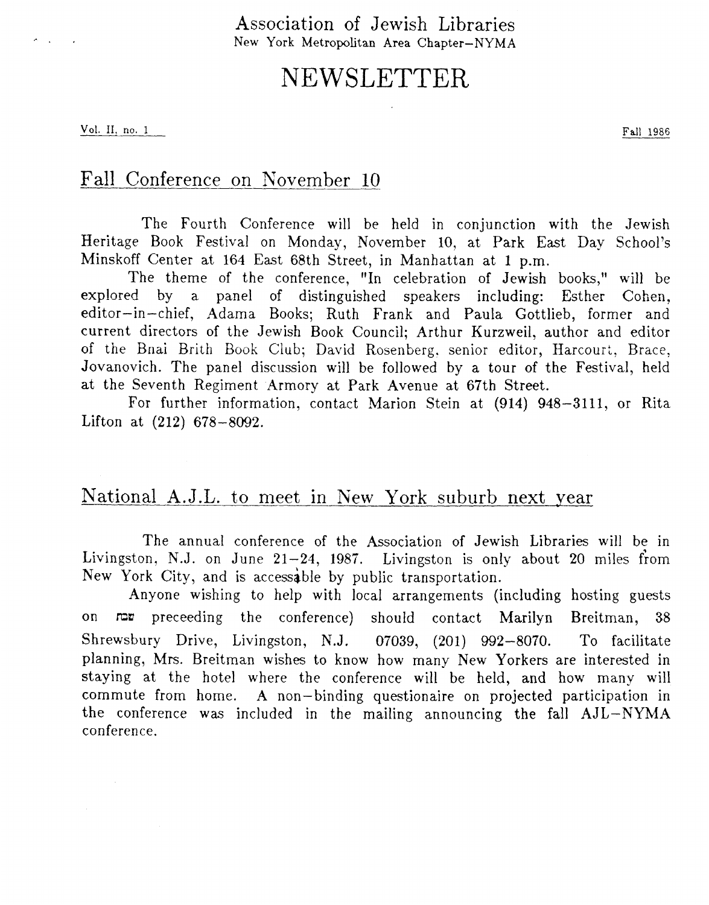Association of Jewish Libraries
New York Metropolitan Area Chapter–NYMA

# NEWSLETTER

Vol. II, no. 1 Fall 1986

## Fall Conference on November 10

The Fourth Conference will be held in conjunction with the Jewish Heritage Book Festival on Monday, November 10, at Park East Day School's Minskoff Center at 164 East 68th Street, in Manhattan at 1 p.m.

The theme of the conference, "In celebration of Jewish books," will be explored by a panel of distinguished speakers including: Esther Cohen, editor–in–chief, Adama Books; Ruth Frank and Paula Gottlieb, former and current directors of the Jewish Book Council; Arthur Kurzweil, author and editor of the Bnai Brith Book Club; David Rosenberg, senior editor, Harcourt, Brace, Jovanovich. The panel discussion will be followed by a tour of the Festival, held at the Seventh Regiment Armory at Park Avenue at 67th Street.

For further information, contact Marion Stein at (914) 948–3111, or Rita Lifton at (212) 678–8092.

## National A.J.L. to meet in New York suburb next year

The annual conference of the Association of Jewish Libraries will be in Livingston, N.J. on June 21–24, 1987. Livingston is only about 20 miles from New York City, and is accessable by public transportation.

Anyone wishing to help with local arrangements (including hosting guests on שבת preceeding the conference) should contact Marilyn Breitman, 38 Shrewsbury Drive, Livingston, N.J. 07039, (201) 992–8070. To facilitate planning, Mrs. Breitman wishes to know how many New Yorkers are interested in staying at the hotel where the conference will be held, and how many will commute from home. A non–binding questionaire on projected participation in the conference was included in the mailing announcing the fall AJL–NYMA conference.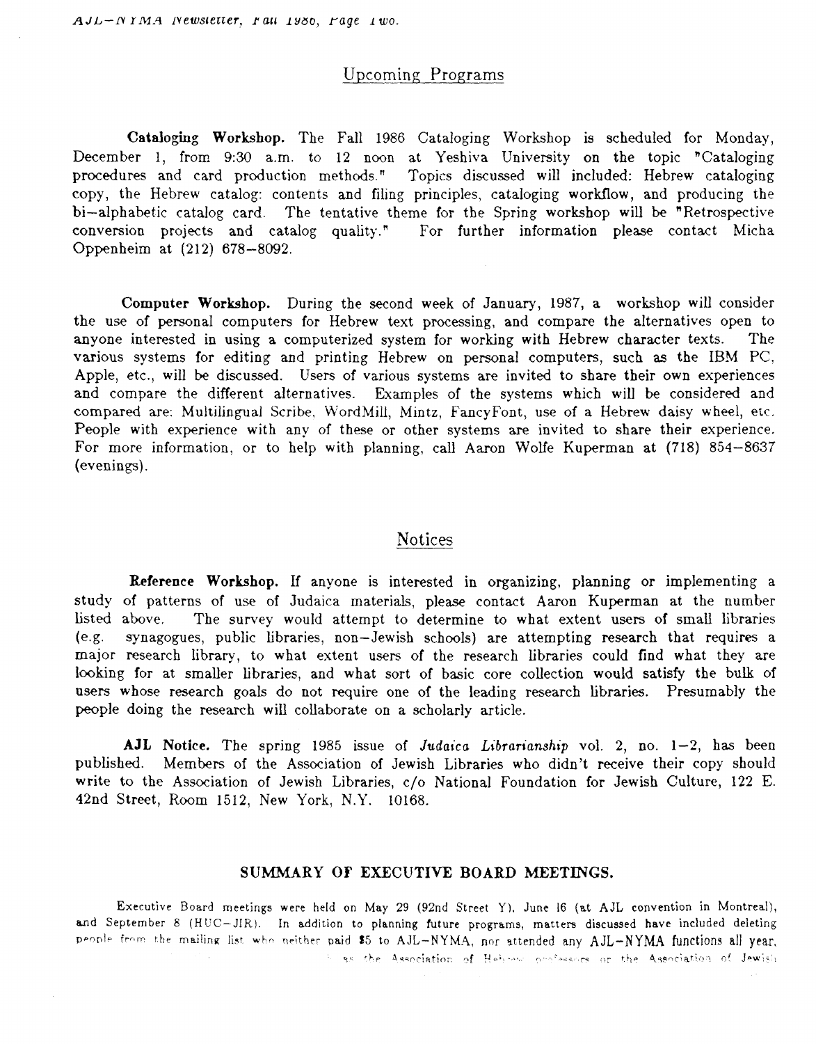## Upcoming Programs

**Cataloging Workshop.** The Fall 1986 Cataloging Workshop is scheduled for Monday, December 1, from 9:30 a.m. to 12 noon at Yeshiva University on the topic "Cataloging procedures and card production methods." Topics discussed will included: Hebrew cataloging copy, the Hebrew catalog: contents and filing principles, cataloging workflow, and producing the bi-alphabetic catalog card. The tentative theme for the Spring workshop will be "Retrospective conversion projects and catalog quality." For further information please contact Micha Oppenheim at (212) 678-8092.

**Computer Workshop.** During the second week of January, 1987, a workshop will consider the use of personal computers for Hebrew text processing, and compare the alternatives open to anyone interested in using a computerized system for working with Hebrew character texts. The various systems for editing and printing Hebrew on personal computers, such as the IBM PC, Apple, etc., will be discussed. Users of various systems are invited to share their own experiences and compare the different alternatives. Examples of the systems which will be considered and compared are: Multilingual Scribe, WordMill, Mintz, FancyFont, use of a Hebrew daisy wheel, etc. People with experience with any of these or other systems are invited to share their experience. For more information, or to help with planning, call Aaron Wolfe Kuperman at (718) 854-8637 (evenings).

## Notices

**Reference Workshop.** If anyone is interested in organizing, planning or implementing a study of patterns of use of Judaica materials, please contact Aaron Kuperman at the number listed above. The survey would attempt to determine to what extent users of small libraries (e.g. synagogues, public libraries, non-Jewish schools) are attempting research that requires a major research library, to what extent users of the research libraries could find what they are looking for at smaller libraries, and what sort of basic core collection would satisfy the bulk of users whose research goals do not require one of the leading research libraries. Presumably the people doing the research will collaborate on a scholarly article.

**AJL Notice.** The spring 1985 issue of *Judaica Librarianship* vol. 2, no. 1-2, has been published. Members of the Association of Jewish Libraries who didn't receive their copy should write to the Association of Jewish Libraries, c/o National Foundation for Jewish Culture, 122 E. 42nd Street, Room 1512, New York, N.Y. 10168.

### SUMMARY OF EXECUTIVE BOARD MEETINGS.

Executive Board meetings were held on May 29 (92nd Street Y), June 16 (at AJL convention in Montreal), and September 8 (HUC-JIR). In addition to planning future programs, matters discussed have included deleting people from the mailing list who neither paid $5 to AJL-NYMA, nor attended any AJL-NYMA functions all year, ... as the Association of Hebrew professors or the Association of Jewish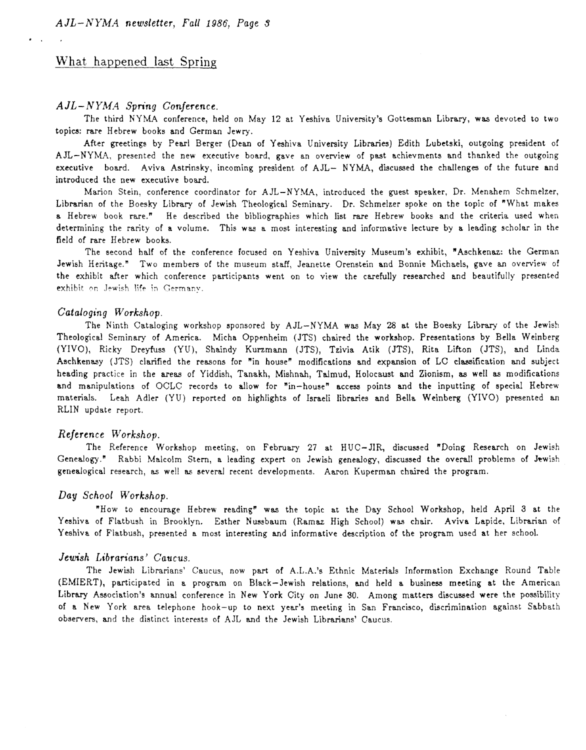## What happened last Spring

### *AJL–NYMA Spring Conference.*

The third NYMA conference, held on May 12 at Yeshiva University's Gottesman Library, was devoted to two topics: rare Hebrew books and German Jewry.

After greetings by Pearl Berger (Dean of Yeshiva University Libraries) Edith Lubetski, outgoing president of AJL–NYMA, presented the new executive board, gave an overview of past achievments and thanked the outgoing executive board. Aviva Astrinsky, incoming president of AJL– NYMA, discussed the challenges of the future and introduced the new executive board.

Marion Stein, conference coordinator for AJL–NYMA, introduced the guest speaker, Dr. Menahem Schmelzer, Librarian of the Boesky Library of Jewish Theological Seminary. Dr. Schmelzer spoke on the topic of "What makes a Hebrew book rare." He described the bibliographies which list rare Hebrew books and the criteria used when determining the rarity of a volume. This was a most interesting and informative lecture by a leading scholar in the field of rare Hebrew books.

The second half of the conference focused on Yeshiva University Museum's exhibit, "Aschkenaz: the German Jewish Heritage." Two members of the museum staff, Jeanette Orenstein and Bonnie Michaels, gave an overview of the exhibit after which conference participants went on to view the carefully researched and beautifully presented exhibit on Jewish life in Germany.

### *Cataloging Workshop.*

The Ninth Cataloging workshop sponsored by AJL–NYMA was May 28 at the Boesky Library of the Jewish Theological Seminary of America. Micha Oppenheim (JTS) chaired the workshop. Presentations by Bella Weinberg (YIVO), Ricky Dreyfuss (YU), Shaindy Kurzmann (JTS), Tzivia Atik (JTS), Rita Lifton (JTS), and Linda Aschkenasy (JTS) clarified the reasons for "in house" modifications and expansion of LC classification and subject heading practice in the areas of Yiddish, Tanakh, Mishnah, Talmud, Holocaust and Zionism, as well as modifications and manipulations of OCLC records to allow for "in-house" access points and the inputting of special Hebrew materials. Leah Adler (YU) reported on highlights of Israeli libraries and Bella Weinberg (YIVO) presented an RLIN update report.

### *Reference Workshop.*

The Reference Workshop meeting, on February 27 at HUC–JIR, discussed "Doing Research on Jewish Genealogy." Rabbi Malcolm Stern, a leading expert on Jewish genealogy, discussed the overall problems of Jewish genealogical research, as well as several recent developments. Aaron Kuperman chaired the program.

### *Day School Workshop.*

"How to encourage Hebrew reading" was the topic at the Day School Workshop, held April 3 at the Yeshiva of Flatbush in Brooklyn. Esther Nussbaum (Ramaz High School) was chair. Aviva Lapide, Librarian of Yeshiva of Flatbush, presented a most interesting and informative description of the program used at her school.

### *Jewish Librarians' Caucus.*

The Jewish Librarians' Caucus, now part of A.L.A.'s Ethnic Materials Information Exchange Round Table (EMIERT), participated in a program on Black–Jewish relations, and held a business meeting at the American Library Association's annual conference in New York City on June 30. Among matters discussed were the possibility of a New York area telephone hook-up to next year's meeting in San Francisco, discrimination against Sabbath observers, and the distinct interests of AJL and the Jewish Librarians' Caucus.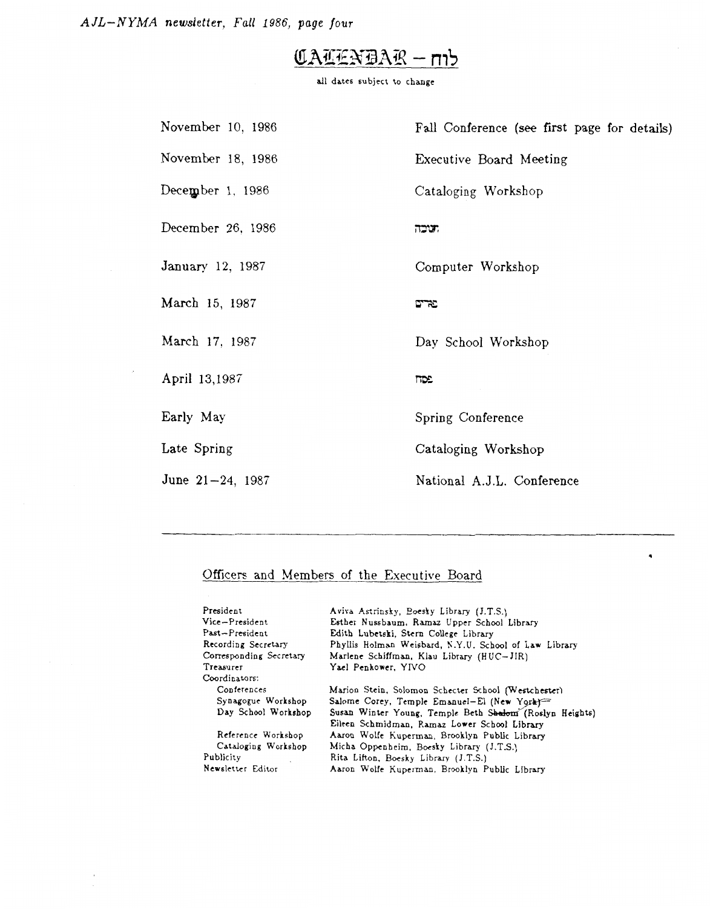# CALENDAR – לוח

all dates subject to change

| | |
|---|---|
| November 10, 1986 | Fall Conference (see first page for details) |
| November 18, 1986 | Executive Board Meeting |
| December 1, 1986 | Cataloging Workshop |
| December 26, 1986 | חנוכה |
| January 12, 1987 | Computer Workshop |
| March 15, 1987 | פורים |
| March 17, 1987 | Day School Workshop |
| April 13,1987 | פסח |
| Early May | Spring Conference |
| Late Spring | Cataloging Workshop |
| June 21–24, 1987 | National A.J.L. Conference |

---

## Officers and Members of the Executive Board

| | |
|---|---|
| President | Aviva Astrinsky, Boesky Library (J.T.S.) |
| Vice–President | Esther Nussbaum, Ramaz Upper School Library |
| Past–President | Edith Lubetski, Stern College Library |
| Recording Secretary | Phyllis Holman Weisbard, N.Y.U. School of Law Library |
| Corresponding Secretary | Marlene Schiffman, Klau Library (HUC–JIR) |
| Treasurer | Yael Penkower, YIVO |
| Coordinators: | |
| Conferences | Marion Stein, Solomon Schecter School (Westchester) |
| Synagogue Workshop | Salome Corey, Temple Emanuel–El (New York) |
| Day School Workshop | Susan Winter Young, Temple Beth Shalom (Roslyn Heights) |
| | Eileen Schmidman, Ramaz Lower School Library |
| Reference Workshop | Aaron Wolfe Kuperman, Brooklyn Public Library |
| Cataloging Workshop | Micha Oppenheim, Boesky Library (J.T.S.) |
| Publicity | Rita Lifton, Boesky Library (J.T.S.) |
| Newsletter Editor | Aaron Wolfe Kuperman, Brooklyn Public Library |